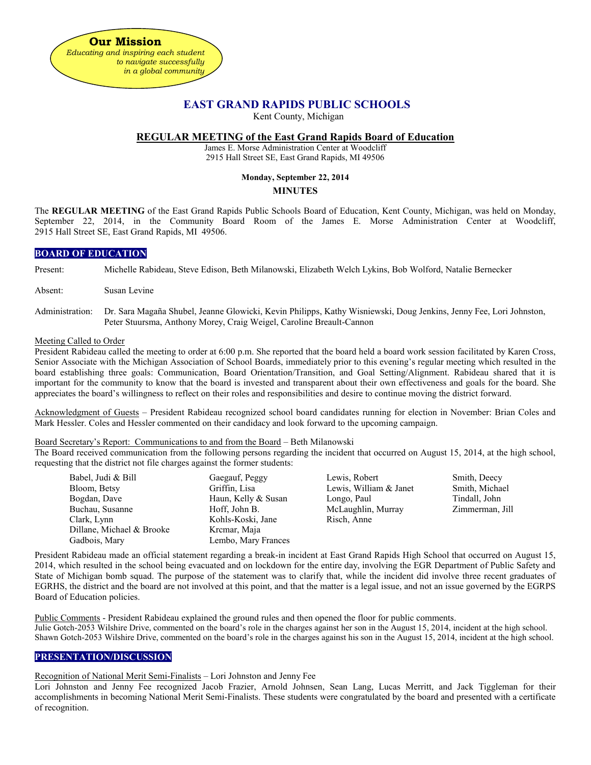**Our Mission**

*Educating and inspiring each student to navigate successfully in a global community*

# EAST GRAND RAPIDS PUBLIC SCHOOLS

Kent County, Michigan

## REGULAR MEETING of the East Grand Rapids Board of Education

James E. Morse Administration Center at Woodcliff
2915 Hall Street SE, East Grand Rapids, MI 49506

**Monday, September 22, 2014**

**MINUTES**

The **REGULAR MEETING** of the East Grand Rapids Public Schools Board of Education, Kent County, Michigan, was held on Monday, September 22, 2014, in the Community Board Room of the James E. Morse Administration Center at Woodcliff, 2915 Hall Street SE, East Grand Rapids, MI 49506.

### BOARD OF EDUCATION

Present: Michelle Rabideau, Steve Edison, Beth Milanowski, Elizabeth Welch Lykins, Bob Wolford, Natalie Bernecker

Absent: Susan Levine

Administration: Dr. Sara Magaña Shubel, Jeanne Glowicki, Kevin Philipps, Kathy Wisniewski, Doug Jenkins, Jenny Fee, Lori Johnston, Peter Stuursma, Anthony Morey, Craig Weigel, Caroline Breault-Cannon

Meeting Called to Order

President Rabideau called the meeting to order at 6:00 p.m. She reported that the board held a board work session facilitated by Karen Cross, Senior Associate with the Michigan Association of School Boards, immediately prior to this evening's regular meeting which resulted in the board establishing three goals: Communication, Board Orientation/Transition, and Goal Setting/Alignment. Rabideau shared that it is important for the community to know that the board is invested and transparent about their own effectiveness and goals for the board. She appreciates the board's willingness to reflect on their roles and responsibilities and desire to continue moving the district forward.

Acknowledgment of Guests – President Rabideau recognized school board candidates running for election in November: Brian Coles and Mark Hessler. Coles and Hessler commented on their candidacy and look forward to the upcoming campaign.

Board Secretary's Report: Communications to and from the Board – Beth Milanowski

The Board received communication from the following persons regarding the incident that occurred on August 15, 2014, at the high school, requesting that the district not file charges against the former students:

- Babel, Judi & Bill
- Bloom, Betsy
- Bogdan, Dave
- Buchau, Susanne
- Clark, Lynn
- Dillane, Michael & Brooke
- Gadbois, Mary
- Gaegauf, Peggy
- Griffin, Lisa
- Haun, Kelly & Susan
- Hoff, John B.
- Kohls-Koski, Jane
- Krcmar, Maja
- Lembo, Mary Frances
- Lewis, Robert
- Lewis, William & Janet
- Longo, Paul
- McLaughlin, Murray
- Risch, Anne
- Smith, Deecy
- Smith, Michael
- Tindall, John
- Zimmerman, Jill

President Rabideau made an official statement regarding a break-in incident at East Grand Rapids High School that occurred on August 15, 2014, which resulted in the school being evacuated and on lockdown for the entire day, involving the EGR Department of Public Safety and State of Michigan bomb squad. The purpose of the statement was to clarify that, while the incident did involve three recent graduates of EGRHS, the district and the board are not involved at this point, and that the matter is a legal issue, and not an issue governed by the EGRPS Board of Education policies.

Public Comments - President Rabideau explained the ground rules and then opened the floor for public comments.

Julie Gotch-2053 Wilshire Drive, commented on the board's role in the charges against her son in the August 15, 2014, incident at the high school.

Shawn Gotch-2053 Wilshire Drive, commented on the board's role in the charges against his son in the August 15, 2014, incident at the high school.

### PRESENTATION/DISCUSSION

Recognition of National Merit Semi-Finalists – Lori Johnston and Jenny Fee

Lori Johnston and Jenny Fee recognized Jacob Frazier, Arnold Johnsen, Sean Lang, Lucas Merritt, and Jack Tiggleman for their accomplishments in becoming National Merit Semi-Finalists. These students were congratulated by the board and presented with a certificate of recognition.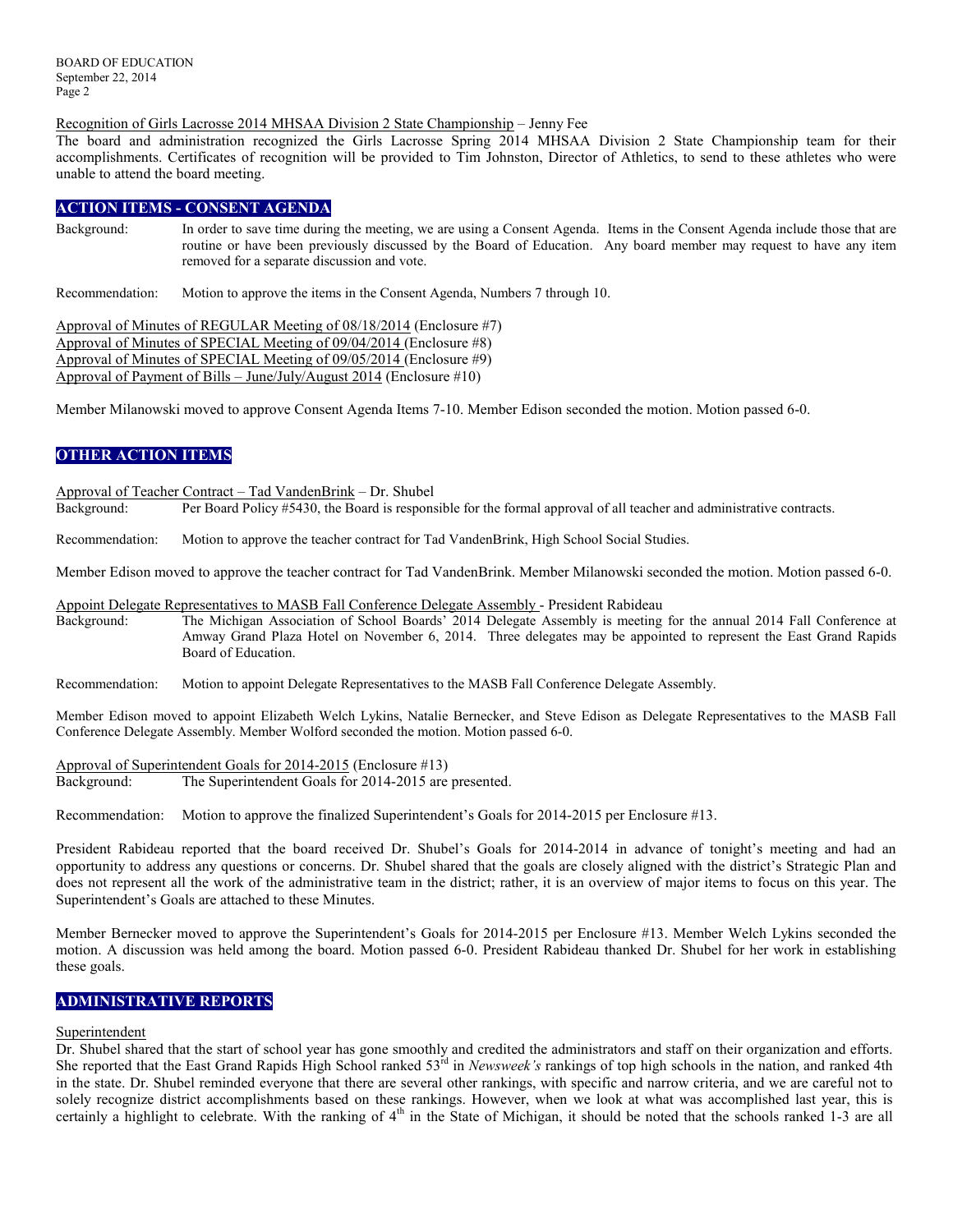Recognition of Girls Lacrosse 2014 MHSAA Division 2 State Championship – Jenny Fee

The board and administration recognized the Girls Lacrosse Spring 2014 MHSAA Division 2 State Championship team for their accomplishments. Certificates of recognition will be provided to Tim Johnston, Director of Athletics, to send to these athletes who were unable to attend the board meeting.

## ACTION ITEMS - CONSENT AGENDA

Background: In order to save time during the meeting, we are using a Consent Agenda. Items in the Consent Agenda include those that are routine or have been previously discussed by the Board of Education. Any board member may request to have any item removed for a separate discussion and vote.

Recommendation: Motion to approve the items in the Consent Agenda, Numbers 7 through 10.

Approval of Minutes of REGULAR Meeting of 08/18/2014 (Enclosure #7)
Approval of Minutes of SPECIAL Meeting of 09/04/2014 (Enclosure #8)
Approval of Minutes of SPECIAL Meeting of 09/05/2014 (Enclosure #9)
Approval of Payment of Bills – June/July/August 2014 (Enclosure #10)

Member Milanowski moved to approve Consent Agenda Items 7-10. Member Edison seconded the motion. Motion passed 6-0.

## OTHER ACTION ITEMS

Approval of Teacher Contract – Tad VandenBrink – Dr. Shubel

Background: Per Board Policy #5430, the Board is responsible for the formal approval of all teacher and administrative contracts.

Recommendation: Motion to approve the teacher contract for Tad VandenBrink, High School Social Studies.

Member Edison moved to approve the teacher contract for Tad VandenBrink. Member Milanowski seconded the motion. Motion passed 6-0.

Appoint Delegate Representatives to MASB Fall Conference Delegate Assembly - President Rabideau

Background: The Michigan Association of School Boards' 2014 Delegate Assembly is meeting for the annual 2014 Fall Conference at Amway Grand Plaza Hotel on November 6, 2014. Three delegates may be appointed to represent the East Grand Rapids Board of Education.

Recommendation: Motion to appoint Delegate Representatives to the MASB Fall Conference Delegate Assembly.

Member Edison moved to appoint Elizabeth Welch Lykins, Natalie Bernecker, and Steve Edison as Delegate Representatives to the MASB Fall Conference Delegate Assembly. Member Wolford seconded the motion. Motion passed 6-0.

Approval of Superintendent Goals for 2014-2015 (Enclosure #13)

Background: The Superintendent Goals for 2014-2015 are presented.

Recommendation: Motion to approve the finalized Superintendent's Goals for 2014-2015 per Enclosure #13.

President Rabideau reported that the board received Dr. Shubel's Goals for 2014-2014 in advance of tonight's meeting and had an opportunity to address any questions or concerns. Dr. Shubel shared that the goals are closely aligned with the district's Strategic Plan and does not represent all the work of the administrative team in the district; rather, it is an overview of major items to focus on this year. The Superintendent's Goals are attached to these Minutes.

Member Bernecker moved to approve the Superintendent's Goals for 2014-2015 per Enclosure #13. Member Welch Lykins seconded the motion. A discussion was held among the board. Motion passed 6-0. President Rabideau thanked Dr. Shubel for her work in establishing these goals.

## ADMINISTRATIVE REPORTS

Superintendent

Dr. Shubel shared that the start of school year has gone smoothly and credited the administrators and staff on their organization and efforts. She reported that the East Grand Rapids High School ranked 53rd in *Newsweek's* rankings of top high schools in the nation, and ranked 4th in the state. Dr. Shubel reminded everyone that there are several other rankings, with specific and narrow criteria, and we are careful not to solely recognize district accomplishments based on these rankings. However, when we look at what was accomplished last year, this is certainly a highlight to celebrate. With the ranking of 4th in the State of Michigan, it should be noted that the schools ranked 1-3 are all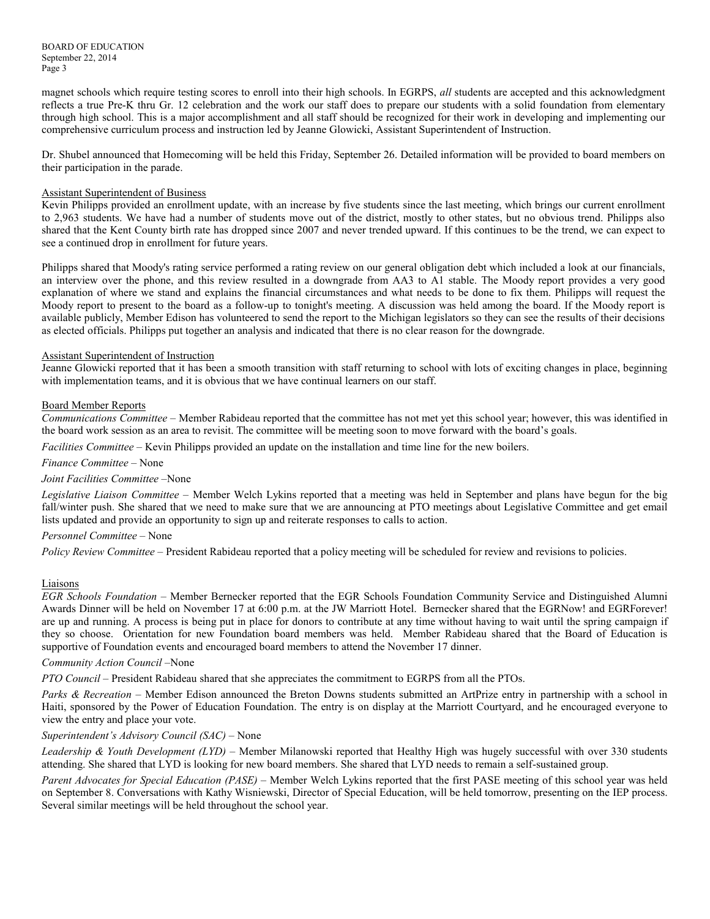magnet schools which require testing scores to enroll into their high schools. In EGRPS, *all* students are accepted and this acknowledgment reflects a true Pre-K thru Gr. 12 celebration and the work our staff does to prepare our students with a solid foundation from elementary through high school. This is a major accomplishment and all staff should be recognized for their work in developing and implementing our comprehensive curriculum process and instruction led by Jeanne Glowicki, Assistant Superintendent of Instruction.

Dr. Shubel announced that Homecoming will be held this Friday, September 26. Detailed information will be provided to board members on their participation in the parade.

<u>Assistant Superintendent of Business</u>
Kevin Philipps provided an enrollment update, with an increase by five students since the last meeting, which brings our current enrollment to 2,963 students. We have had a number of students move out of the district, mostly to other states, but no obvious trend. Philipps also shared that the Kent County birth rate has dropped since 2007 and never trended upward. If this continues to be the trend, we can expect to see a continued drop in enrollment for future years.

Philipps shared that Moody's rating service performed a rating review on our general obligation debt which included a look at our financials, an interview over the phone, and this review resulted in a downgrade from AA3 to A1 stable. The Moody report provides a very good explanation of where we stand and explains the financial circumstances and what needs to be done to fix them. Philipps will request the Moody report to present to the board as a follow-up to tonight's meeting. A discussion was held among the board. If the Moody report is available publicly, Member Edison has volunteered to send the report to the Michigan legislators so they can see the results of their decisions as elected officials. Philipps put together an analysis and indicated that there is no clear reason for the downgrade.

<u>Assistant Superintendent of Instruction</u>
Jeanne Glowicki reported that it has been a smooth transition with staff returning to school with lots of exciting changes in place, beginning with implementation teams, and it is obvious that we have continual learners on our staff.

<u>Board Member Reports</u>
*Communications Committee* – Member Rabideau reported that the committee has not met yet this school year; however, this was identified in the board work session as an area to revisit. The committee will be meeting soon to move forward with the board's goals.

*Facilities Committee* – Kevin Philipps provided an update on the installation and time line for the new boilers.

*Finance Committee* – None

*Joint Facilities Committee* –None

*Legislative Liaison Committee* – Member Welch Lykins reported that a meeting was held in September and plans have begun for the big fall/winter push. She shared that we need to make sure that we are announcing at PTO meetings about Legislative Committee and get email lists updated and provide an opportunity to sign up and reiterate responses to calls to action.

*Personnel Committee* – None

*Policy Review Committee* – President Rabideau reported that a policy meeting will be scheduled for review and revisions to policies.

<u>Liaisons</u>
*EGR Schools Foundation* – Member Bernecker reported that the EGR Schools Foundation Community Service and Distinguished Alumni Awards Dinner will be held on November 17 at 6:00 p.m. at the JW Marriott Hotel. Bernecker shared that the EGRNow! and EGRForever! are up and running. A process is being put in place for donors to contribute at any time without having to wait until the spring campaign if they so choose. Orientation for new Foundation board members was held. Member Rabideau shared that the Board of Education is supportive of Foundation events and encouraged board members to attend the November 17 dinner.

*Community Action Council* –None

*PTO Council* – President Rabideau shared that she appreciates the commitment to EGRPS from all the PTOs.

*Parks & Recreation* – Member Edison announced the Breton Downs students submitted an ArtPrize entry in partnership with a school in Haiti, sponsored by the Power of Education Foundation. The entry is on display at the Marriott Courtyard, and he encouraged everyone to view the entry and place your vote.

*Superintendent's Advisory Council (SAC)* – None

*Leadership & Youth Development (LYD)* – Member Milanowski reported that Healthy High was hugely successful with over 330 students attending. She shared that LYD is looking for new board members. She shared that LYD needs to remain a self-sustained group.

*Parent Advocates for Special Education (PASE)* – Member Welch Lykins reported that the first PASE meeting of this school year was held on September 8. Conversations with Kathy Wisniewski, Director of Special Education, will be held tomorrow, presenting on the IEP process. Several similar meetings will be held throughout the school year.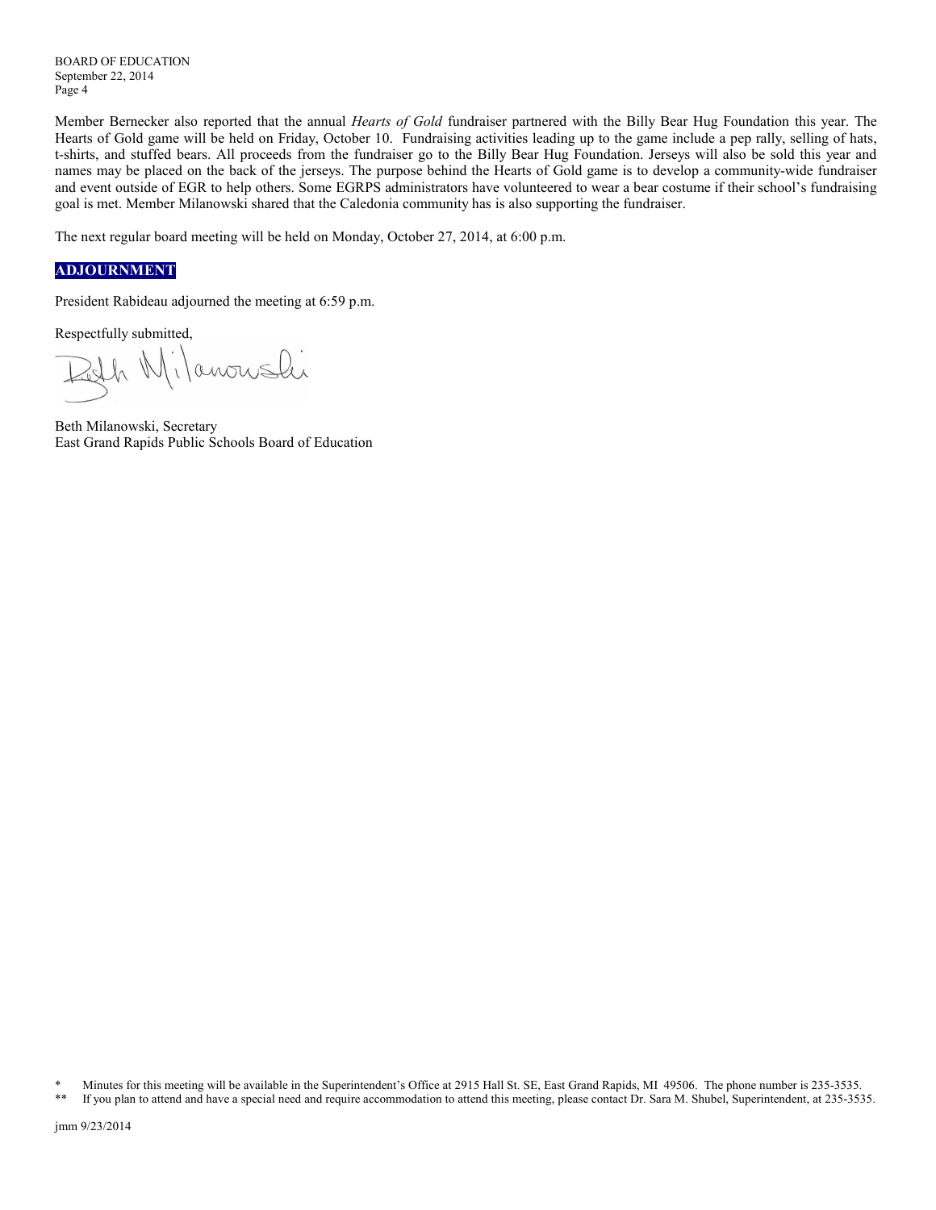Member Bernecker also reported that the annual *Hearts of Gold* fundraiser partnered with the Billy Bear Hug Foundation this year. The Hearts of Gold game will be held on Friday, October 10. Fundraising activities leading up to the game include a pep rally, selling of hats, t-shirts, and stuffed bears. All proceeds from the fundraiser go to the Billy Bear Hug Foundation. Jerseys will also be sold this year and names may be placed on the back of the jerseys. The purpose behind the Hearts of Gold game is to develop a community-wide fundraiser and event outside of EGR to help others. Some EGRPS administrators have volunteered to wear a bear costume if their school's fundraising goal is met. Member Milanowski shared that the Caledonia community has is also supporting the fundraiser.

The next regular board meeting will be held on Monday, October 27, 2014, at 6:00 p.m.

## ADJOURNMENT

President Rabideau adjourned the meeting at 6:59 p.m.

Respectfully submitted,

Beth Milanowski

Beth Milanowski, Secretary
East Grand Rapids Public Schools Board of Education

\* Minutes for this meeting will be available in the Superintendent's Office at 2915 Hall St. SE, East Grand Rapids, MI 49506. The phone number is 235-3535.

\*\* If you plan to attend and have a special need and require accommodation to attend this meeting, please contact Dr. Sara M. Shubel, Superintendent, at 235-3535.

jmm 9/23/2014